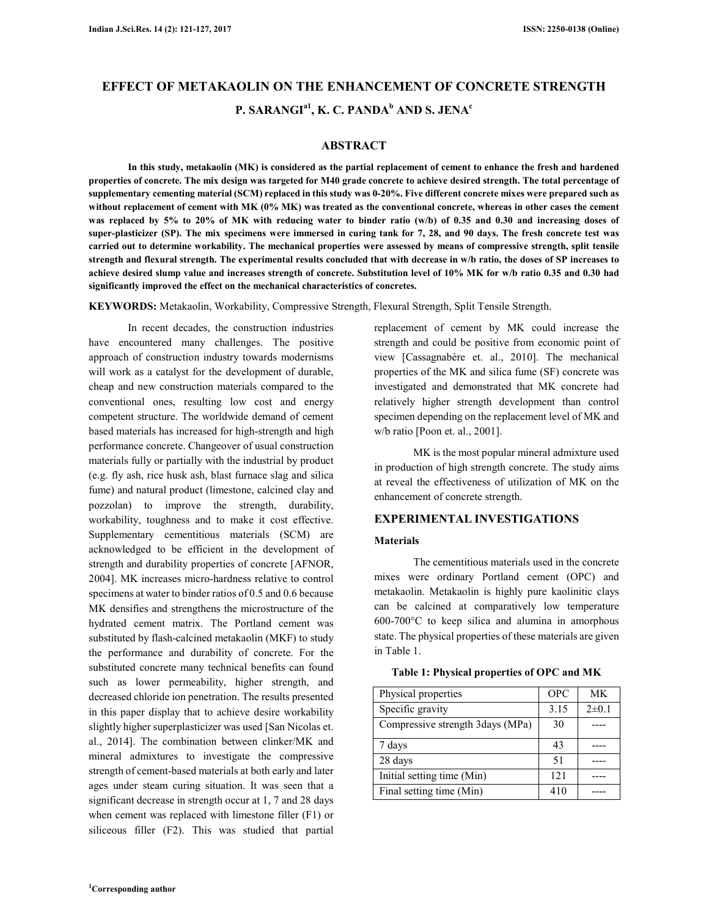# EFFECT OF METAKAOLIN ON THE ENHANCEMENT OF CONCRETE STRENGTH

**P. SARANGI[a1], K. C. PANDA[b] AND S. JENA[c]**

## ABSTRACT

**In this study, metakaolin (MK) is considered as the partial replacement of cement to enhance the fresh and hardened properties of concrete. The mix design was targeted for M40 grade concrete to achieve desired strength. The total percentage of supplementary cementing material (SCM) replaced in this study was 0-20%. Five different concrete mixes were prepared such as without replacement of cement with MK (0% MK) was treated as the conventional concrete, whereas in other cases the cement was replaced by 5% to 20% of MK with reducing water to binder ratio (w/b) of 0.35 and 0.30 and increasing doses of super-plasticizer (SP). The mix specimens were immersed in curing tank for 7, 28, and 90 days. The fresh concrete test was carried out to determine workability. The mechanical properties were assessed by means of compressive strength, split tensile strength and flexural strength. The experimental results concluded that with decrease in w/b ratio, the doses of SP increases to achieve desired slump value and increases strength of concrete. Substitution level of 10% MK for w/b ratio 0.35 and 0.30 had significantly improved the effect on the mechanical characteristics of concretes.**

**KEYWORDS:** Metakaolin, Workability, Compressive Strength, Flexural Strength, Split Tensile Strength.

In recent decades, the construction industries have encountered many challenges. The positive approach of construction industry towards modernisms will work as a catalyst for the development of durable, cheap and new construction materials compared to the conventional ones, resulting low cost and energy competent structure. The worldwide demand of cement based materials has increased for high-strength and high performance concrete. Changeover of usual construction materials fully or partially with the industrial by product (e.g. fly ash, rice husk ash, blast furnace slag and silica fume) and natural product (limestone, calcined clay and pozzolan) to improve the strength, durability, workability, toughness and to make it cost effective. Supplementary cementitious materials (SCM) are acknowledged to be efficient in the development of strength and durability properties of concrete [AFNOR, 2004]. MK increases micro-hardness relative to control specimens at water to binder ratios of 0.5 and 0.6 because MK densifies and strengthens the microstructure of the hydrated cement matrix. The Portland cement was substituted by flash-calcined metakaolin (MKF) to study the performance and durability of concrete. For the substituted concrete many technical benefits can found such as lower permeability, higher strength, and decreased chloride ion penetration. The results presented in this paper display that to achieve desire workability slightly higher superplasticizer was used [San Nicolas et. al., 2014]. The combination between clinker/MK and mineral admixtures to investigate the compressive strength of cement-based materials at both early and later ages under steam curing situation. It was seen that a significant decrease in strength occur at 1, 7 and 28 days when cement was replaced with limestone filler (F1) or siliceous filler (F2). This was studied that partial replacement of cement by MK could increase the strength and could be positive from economic point of view [Cassagnabère et. al., 2010]. The mechanical properties of the MK and silica fume (SF) concrete was investigated and demonstrated that MK concrete had relatively higher strength development than control specimen depending on the replacement level of MK and w/b ratio [Poon et. al., 2001].

MK is the most popular mineral admixture used in production of high strength concrete. The study aims at reveal the effectiveness of utilization of MK on the enhancement of concrete strength.

## EXPERIMENTAL INVESTIGATIONS

### Materials

The cementitious materials used in the concrete mixes were ordinary Portland cement (OPC) and metakaolin. Metakaolin is highly pure kaolinitic clays can be calcined at comparatively low temperature 600-700°C to keep silica and alumina in amorphous state. The physical properties of these materials are given in Table 1.

**Table 1: Physical properties of OPC and MK**

| Physical properties | OPC | MK |
|---|---|---|
| Specific gravity | 3.15 | 2±0.1 |
| Compressive strength 3days (MPa) | 30 | ---- |
| 7 days | 43 | ---- |
| 28 days | 51 | ---- |
| Initial setting time (Min) | 121 | ---- |
| Final setting time (Min) | 410 | ---- |

[1]Corresponding author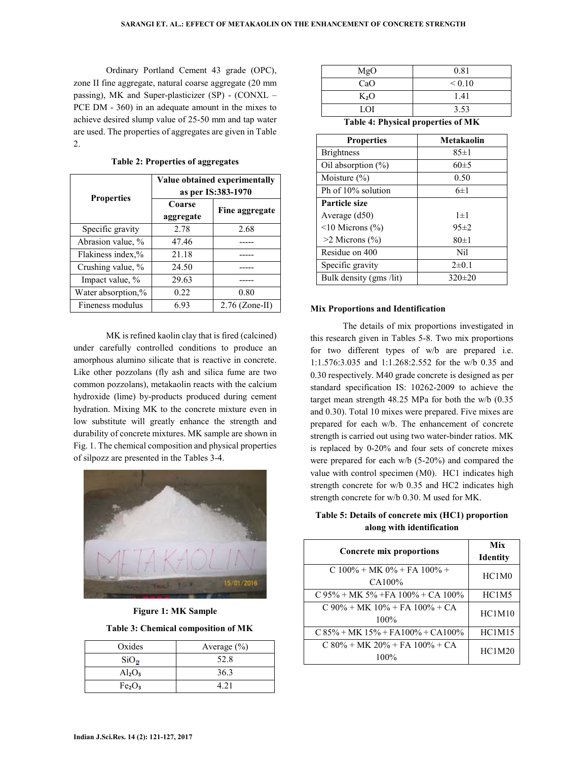Ordinary Portland Cement 43 grade (OPC), zone II fine aggregate, natural coarse aggregate (20 mm passing), MK and Super-plasticizer (SP) - (CONXL – PCE DM - 360) in an adequate amount in the mixes to achieve desired slump value of 25-50 mm and tap water are used. The properties of aggregates are given in Table 2.

**Table 2: Properties of aggregates**

| Properties | Value obtained experimentally as per IS:383-1970 | |
|---|---|---|
| | Coarse aggregate | Fine aggregate |
| Specific gravity | 2.78 | 2.68 |
| Abrasion value, % | 47.46 | ----- |
| Flakiness index,% | 21.18 | ----- |
| Crushing value, % | 24.50 | ----- |
| Impact value, % | 29.63 | ----- |
| Water absorption,% | 0.22 | 0.80 |
| Fineness modulus | 6.93 | 2.76 (Zone-II) |

MK is refined kaolin clay that is fired (calcined) under carefully controlled conditions to produce an amorphous alumino silicate that is reactive in concrete. Like other pozzolans (fly ash and silica fume are two common pozzolans), metakaolin reacts with the calcium hydroxide (lime) by-products produced during cement hydration. Mixing MK to the concrete mixture even in low substitute will greatly enhance the strength and durability of concrete mixtures. MK sample are shown in Fig. 1. The chemical composition and physical properties of silpozz are presented in the Tables 3-4.

**Figure 1: MK Sample**

**Table 3: Chemical composition of MK**

| Oxides | Average (%) |
|---|---|
| $SiO_2$ | 52.8 |
| $Al_2O_3$ | 36.3 |
| $Fe_2O_3$ | 4.21 |
| MgO | 0.81 |
| CaO | < 0.10 |
| $K_2O$ | 1.41 |
| LOI | 3.53 |

**Table 4: Physical properties of MK**

| Properties | Metakaolin |
|---|---|
| Brightness | 85±1 |
| Oil absorption (%) | 60±5 |
| Moisture (%) | 0.50 |
| Ph of 10% solution | 6±1 |
| **Particle size** | |
| Average (d50) | 1±1 |
| <10 Microns (%) | 95±2 |
| >2 Microns (%) | 80±1 |
| Residue on 400 | Nil |
| Specific gravity | 2±0.1 |
| Bulk density (gms /lit) | 320±20 |

**Mix Proportions and Identification**

The details of mix proportions investigated in this research given in Tables 5-8. Two mix proportions for two different types of w/b are prepared i.e. 1:1.576:3.035 and 1:1.268:2.552 for the w/b 0.35 and 0.30 respectively. M40 grade concrete is designed as per standard specification IS: 10262-2009 to achieve the target mean strength 48.25 MPa for both the w/b (0.35 and 0.30). Total 10 mixes were prepared. Five mixes are prepared for each w/b. The enhancement of concrete strength is carried out using two water-binder ratios. MK is replaced by 0-20% and four sets of concrete mixes were prepared for each w/b (5-20%) and compared the value with control specimen (M0). HC1 indicates high strength concrete for w/b 0.35 and HC2 indicates high strength concrete for w/b 0.30. M used for MK.

**Table 5: Details of concrete mix (HC1) proportion along with identification**

| Concrete mix proportions | Mix Identity |
|---|---|
| C 100% + MK 0% + FA 100% + CA100% | HC1M0 |
| C 95% + MK 5% +FA 100% + CA 100% | HC1M5 |
| C 90% + MK 10% + FA 100% + CA 100% | HC1M10 |
| C 85% + MK 15% + FA100% + CA100% | HC1M15 |
| C 80% + MK 20% + FA 100% + CA 100% | HC1M20 |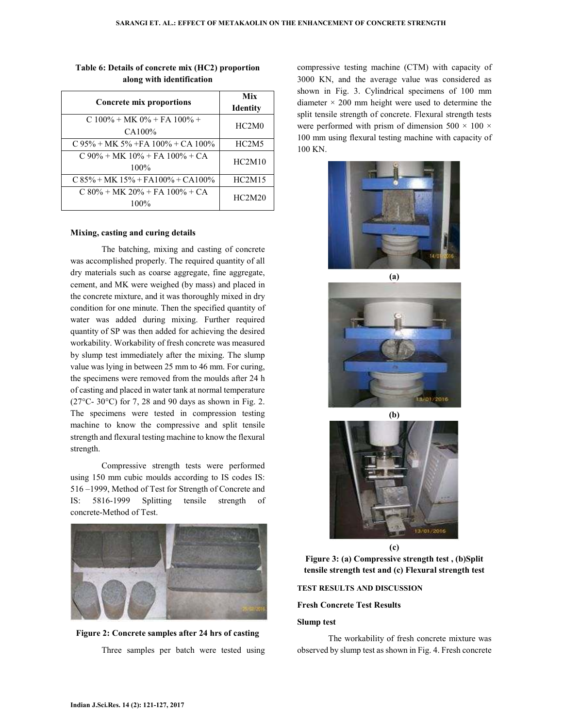**Table 6: Details of concrete mix (HC2) proportion along with identification**

| Concrete mix proportions | Mix Identity |
|---|---|
| C 100% + MK 0% + FA 100% + CA100% | HC2M0 |
| C 95% + MK 5% +FA 100% + CA 100% | HC2M5 |
| C 90% + MK 10% + FA 100% + CA 100% | HC2M10 |
| C 85% + MK 15% + FA100% + CA100% | HC2M15 |
| C 80% + MK 20% + FA 100% + CA 100% | HC2M20 |

### Mixing, casting and curing details

The batching, mixing and casting of concrete was accomplished properly. The required quantity of all dry materials such as coarse aggregate, fine aggregate, cement, and MK were weighed (by mass) and placed in the concrete mixture, and it was thoroughly mixed in dry condition for one minute. Then the specified quantity of water was added during mixing. Further required quantity of SP was then added for achieving the desired workability. Workability of fresh concrete was measured by slump test immediately after the mixing. The slump value was lying in between 25 mm to 46 mm. For curing, the specimens were removed from the moulds after 24 h of casting and placed in water tank at normal temperature (27°C- 30°C) for 7, 28 and 90 days as shown in Fig. 2. The specimens were tested in compression testing machine to know the compressive and split tensile strength and flexural testing machine to know the flexural strength.

Compressive strength tests were performed using 150 mm cubic moulds according to IS codes IS: 516 –1999, Method of Test for Strength of Concrete and IS: 5816-1999 Splitting tensile strength of concrete-Method of Test.

**Figure 2: Concrete samples after 24 hrs of casting**

Three samples per batch were tested using compressive testing machine (CTM) with capacity of 3000 KN, and the average value was considered as shown in Fig. 3. Cylindrical specimens of 100 mm diameter × 200 mm height were used to determine the split tensile strength of concrete. Flexural strength tests were performed with prism of dimension 500 × 100 × 100 mm using flexural testing machine with capacity of 100 KN.

(a)

(b)

(c)

**Figure 3: (a) Compressive strength test , (b)Split tensile strength test and (c) Flexural strength test**

## TEST RESULTS AND DISCUSSION

### Fresh Concrete Test Results

### Slump test

The workability of fresh concrete mixture was observed by slump test as shown in Fig. 4. Fresh concrete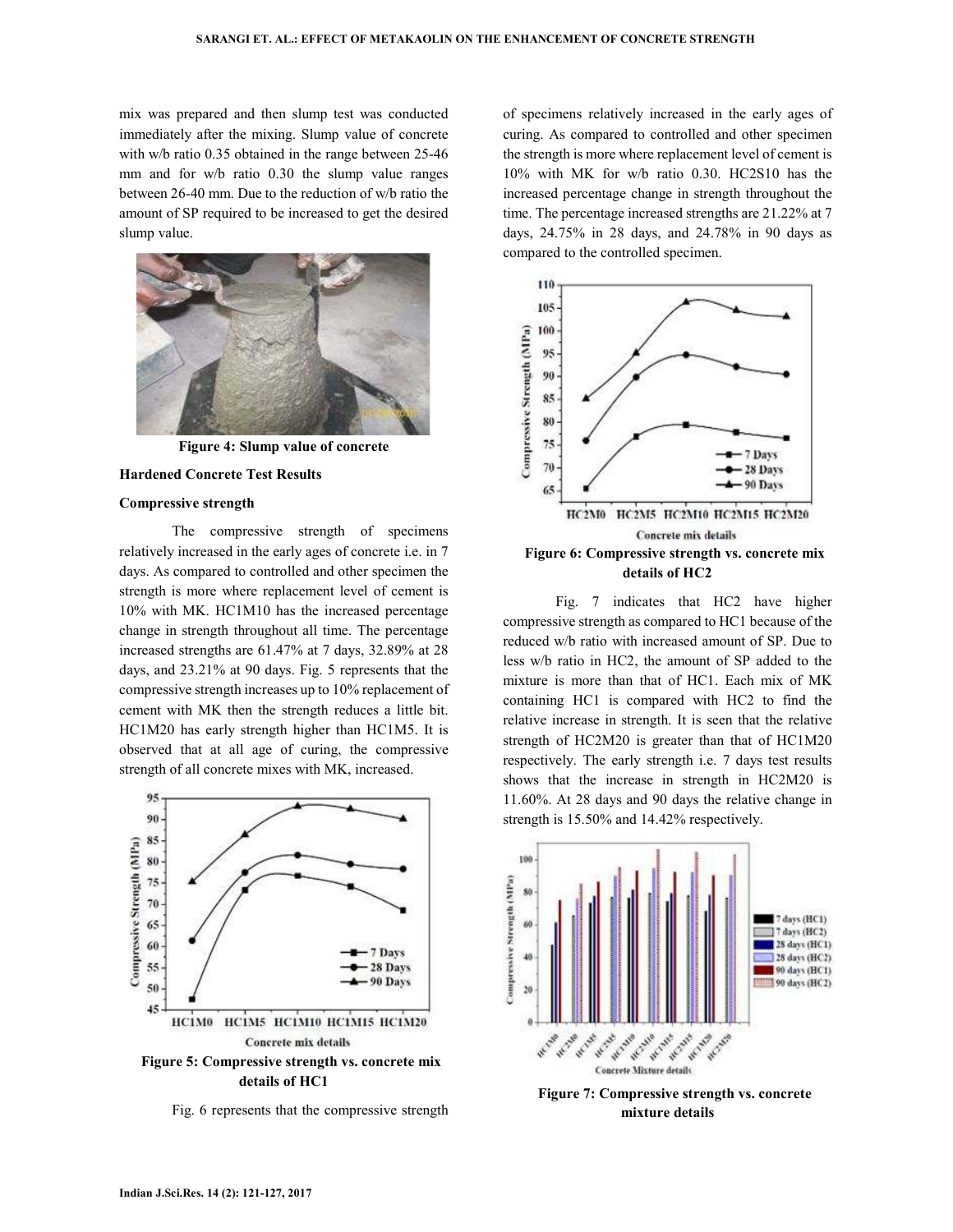mix was prepared and then slump test was conducted immediately after the mixing. Slump value of concrete with w/b ratio 0.35 obtained in the range between 25-46 mm and for w/b ratio 0.30 the slump value ranges between 26-40 mm. Due to the reduction of w/b ratio the amount of SP required to be increased to get the desired slump value.

**Figure 4: Slump value of concrete**

### Hardened Concrete Test Results

#### Compressive strength

The compressive strength of specimens relatively increased in the early ages of concrete i.e. in 7 days. As compared to controlled and other specimen the strength is more where replacement level of cement is 10% with MK. HC1M10 has the increased percentage change in strength throughout all time. The percentage increased strengths are 61.47% at 7 days, 32.89% at 28 days, and 23.21% at 90 days. Fig. 5 represents that the compressive strength increases up to 10% replacement of cement with MK then the strength reduces a little bit. HC1M20 has early strength higher than HC1M5. It is observed that at all age of curing, the compressive strength of all concrete mixes with MK, increased.

**Figure 5: Compressive strength vs. concrete mix details of HC1**

Fig. 6 represents that the compressive strength of specimens relatively increased in the early ages of curing. As compared to controlled and other specimen the strength is more where replacement level of cement is 10% with MK for w/b ratio 0.30. HC2S10 has the increased percentage change in strength throughout the time. The percentage increased strengths are 21.22% at 7 days, 24.75% in 28 days, and 24.78% in 90 days as compared to the controlled specimen.

**Figure 6: Compressive strength vs. concrete mix details of HC2**

Fig. 7 indicates that HC2 have higher compressive strength as compared to HC1 because of the reduced w/b ratio with increased amount of SP. Due to less w/b ratio in HC2, the amount of SP added to the mixture is more than that of HC1. Each mix of MK containing HC1 is compared with HC2 to find the relative increase in strength. It is seen that the relative strength of HC2M20 is greater than that of HC1M20 respectively. The early strength i.e. 7 days test results shows that the increase in strength in HC2M20 is 11.60%. At 28 days and 90 days the relative change in strength is 15.50% and 14.42% respectively.

**Figure 7: Compressive strength vs. concrete mixture details**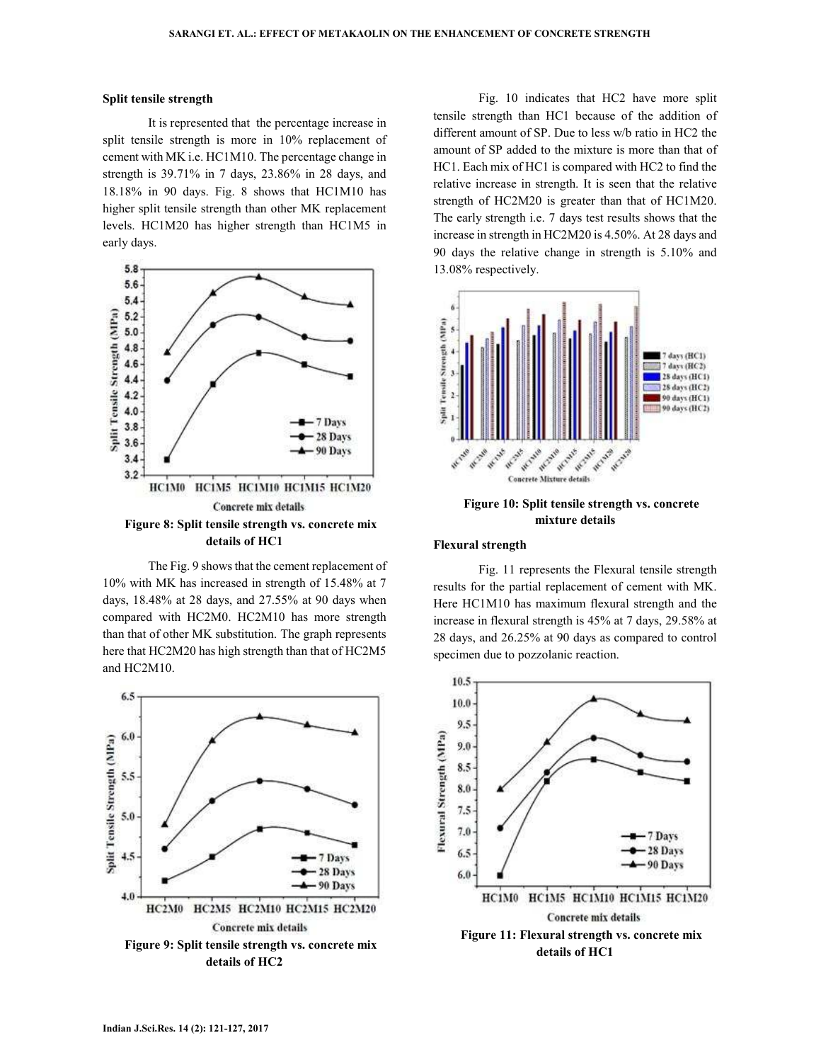### Split tensile strength

It is represented that the percentage increase in split tensile strength is more in 10% replacement of cement with MK i.e. HC1M10. The percentage change in strength is 39.71% in 7 days, 23.86% in 28 days, and 18.18% in 90 days. Fig. 8 shows that HC1M10 has higher split tensile strength than other MK replacement levels. HC1M20 has higher strength than HC1M5 in early days.

**Figure 8: Split tensile strength vs. concrete mix details of HC1**

The Fig. 9 shows that the cement replacement of 10% with MK has increased in strength of 15.48% at 7 days, 18.48% at 28 days, and 27.55% at 90 days when compared with HC2M0. HC2M10 has more strength than that of other MK substitution. The graph represents here that HC2M20 has high strength than that of HC2M5 and HC2M10.

**Figure 9: Split tensile strength vs. concrete mix details of HC2**

Fig. 10 indicates that HC2 have more split tensile strength than HC1 because of the addition of different amount of SP. Due to less w/b ratio in HC2 the amount of SP added to the mixture is more than that of HC1. Each mix of HC1 is compared with HC2 to find the relative increase in strength. It is seen that the relative strength of HC2M20 is greater than that of HC1M20. The early strength i.e. 7 days test results shows that the increase in strength in HC2M20 is 4.50%. At 28 days and 90 days the relative change in strength is 5.10% and 13.08% respectively.

**Figure 10: Split tensile strength vs. concrete mixture details**

### Flexural strength

Fig. 11 represents the Flexural tensile strength results for the partial replacement of cement with MK. Here HC1M10 has maximum flexural strength and the increase in flexural strength is 45% at 7 days, 29.58% at 28 days, and 26.25% at 90 days as compared to control specimen due to pozzolanic reaction.

**Figure 11: Flexural strength vs. concrete mix details of HC1**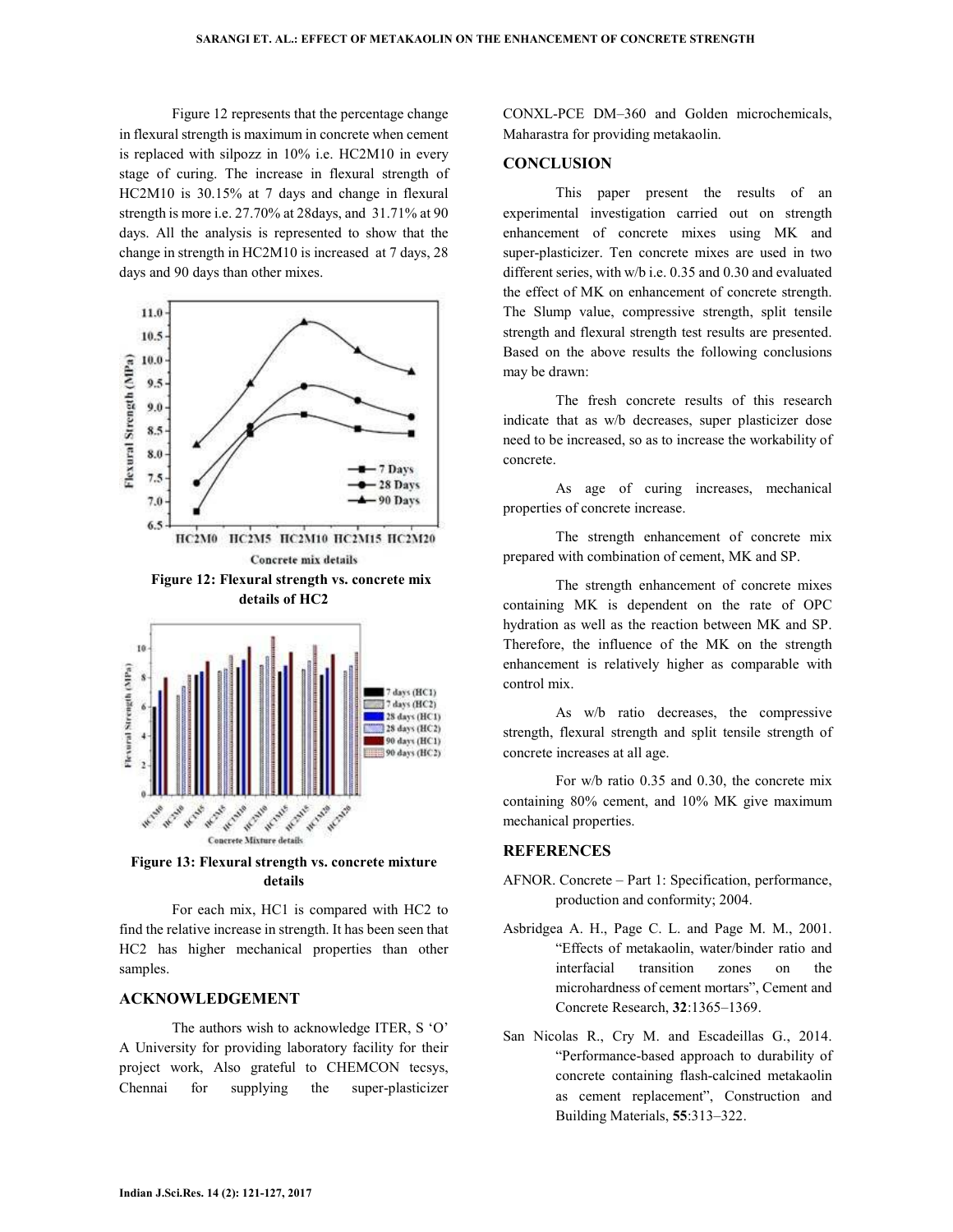Figure 12 represents that the percentage change in flexural strength is maximum in concrete when cement is replaced with silpozz in 10% i.e. HC2M10 in every stage of curing. The increase in flexural strength of HC2M10 is 30.15% at 7 days and change in flexural strength is more i.e. 27.70% at 28days, and 31.71% at 90 days. All the analysis is represented to show that the change in strength in HC2M10 is increased at 7 days, 28 days and 90 days than other mixes.

**Figure 12: Flexural strength vs. concrete mix details of HC2**

**Figure 13: Flexural strength vs. concrete mixture details**

For each mix, HC1 is compared with HC2 to find the relative increase in strength. It has been seen that HC2 has higher mechanical properties than other samples.

## ACKNOWLEDGEMENT

The authors wish to acknowledge ITER, S 'O' A University for providing laboratory facility for their project work, Also grateful to CHEMCON tecsys, Chennai for supplying the super-plasticizer CONXL-PCE DM–360 and Golden microchemicals, Maharastra for providing metakaolin.

## CONCLUSION

This paper present the results of an experimental investigation carried out on strength enhancement of concrete mixes using MK and super-plasticizer. Ten concrete mixes are used in two different series, with w/b i.e. 0.35 and 0.30 and evaluated the effect of MK on enhancement of concrete strength. The Slump value, compressive strength, split tensile strength and flexural strength test results are presented. Based on the above results the following conclusions may be drawn:

The fresh concrete results of this research indicate that as w/b decreases, super plasticizer dose need to be increased, so as to increase the workability of concrete.

As age of curing increases, mechanical properties of concrete increase.

The strength enhancement of concrete mix prepared with combination of cement, MK and SP.

The strength enhancement of concrete mixes containing MK is dependent on the rate of OPC hydration as well as the reaction between MK and SP. Therefore, the influence of the MK on the strength enhancement is relatively higher as comparable with control mix.

As w/b ratio decreases, the compressive strength, flexural strength and split tensile strength of concrete increases at all age.

For w/b ratio 0.35 and 0.30, the concrete mix containing 80% cement, and 10% MK give maximum mechanical properties.

## REFERENCES

AFNOR. Concrete – Part 1: Specification, performance, production and conformity; 2004.

Asbridgea A. H., Page C. L. and Page M. M., 2001. "Effects of metakaolin, water/binder ratio and interfacial transition zones on the microhardness of cement mortars", Cement and Concrete Research, **32**:1365–1369.

San Nicolas R., Cry M. and Escadeillas G., 2014. "Performance-based approach to durability of concrete containing flash-calcined metakaolin as cement replacement", Construction and Building Materials, **55**:313–322.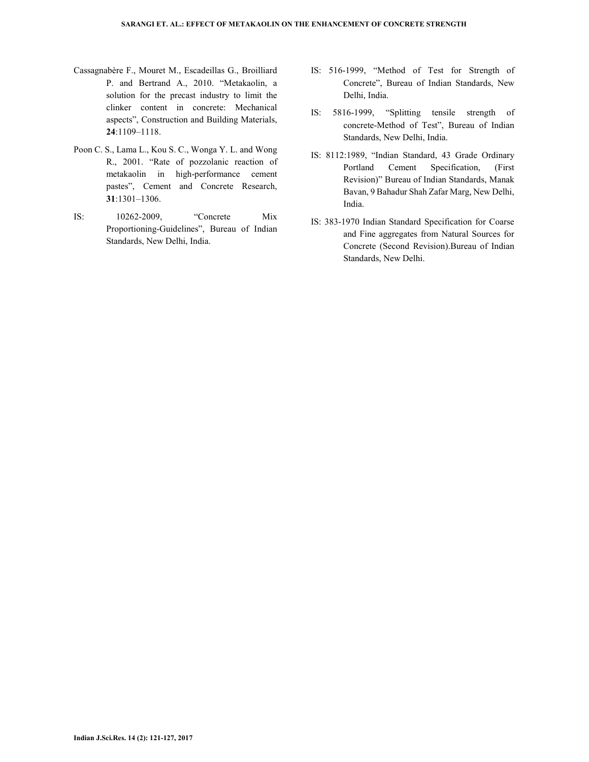Cassagnabère F., Mouret M., Escadeillas G., Broilliard P. and Bertrand A., 2010. "Metakaolin, a solution for the precast industry to limit the clinker content in concrete: Mechanical aspects", Construction and Building Materials, **24**:1109–1118.

Poon C. S., Lama L., Kou S. C., Wonga Y. L. and Wong R., 2001. "Rate of pozzolanic reaction of metakaolin in high-performance cement pastes", Cement and Concrete Research, **31**:1301–1306.

IS: 10262-2009, "Concrete Mix Proportioning-Guidelines", Bureau of Indian Standards, New Delhi, India.

IS: 516-1999, "Method of Test for Strength of Concrete", Bureau of Indian Standards, New Delhi, India.

IS: 5816-1999, "Splitting tensile strength of concrete-Method of Test", Bureau of Indian Standards, New Delhi, India.

IS: 8112:1989, "Indian Standard, 43 Grade Ordinary Portland Cement Specification, (First Revision)" Bureau of Indian Standards, Manak Bavan, 9 Bahadur Shah Zafar Marg, New Delhi, India.

IS: 383-1970 Indian Standard Specification for Coarse and Fine aggregates from Natural Sources for Concrete (Second Revision).Bureau of Indian Standards, New Delhi.